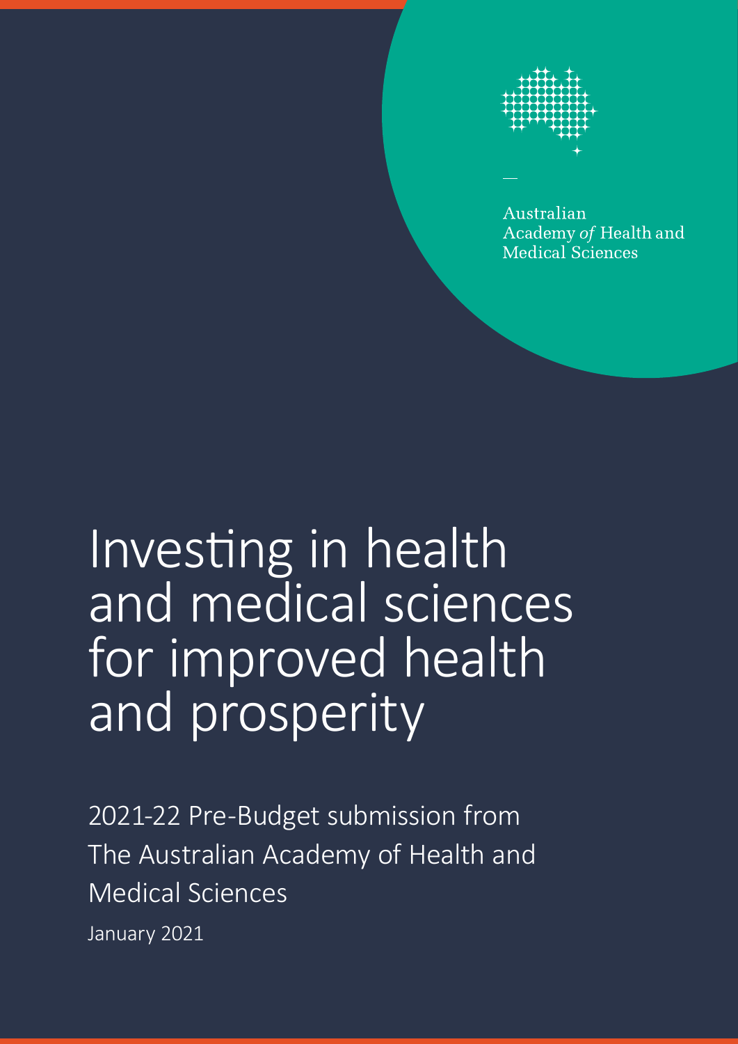Australian
Academy *of* Health and
Medical Sciences

# Investing in health and medical sciences for improved health and prosperity

2021-22 Pre-Budget submission from The Australian Academy of Health and Medical Sciences

January 2021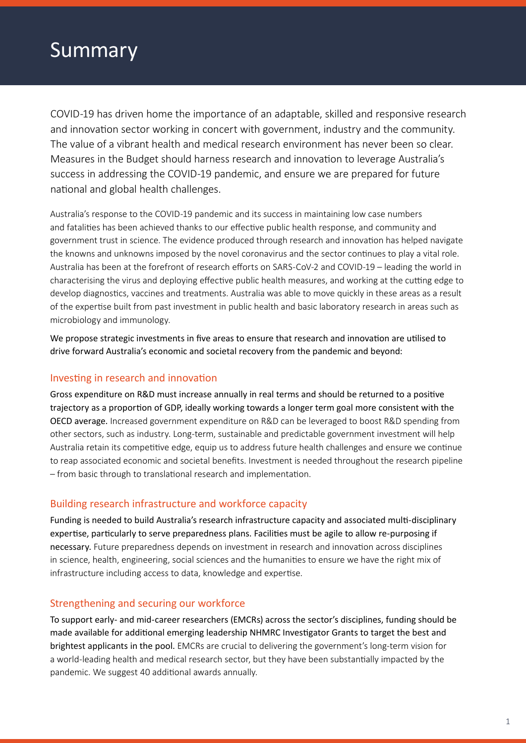# Summary

COVID-19 has driven home the importance of an adaptable, skilled and responsive research and innovation sector working in concert with government, industry and the community. The value of a vibrant health and medical research environment has never been so clear. Measures in the Budget should harness research and innovation to leverage Australia's success in addressing the COVID-19 pandemic, and ensure we are prepared for future national and global health challenges.

Australia's response to the COVID-19 pandemic and its success in maintaining low case numbers and fatalities has been achieved thanks to our effective public health response, and community and government trust in science. The evidence produced through research and innovation has helped navigate the knowns and unknowns imposed by the novel coronavirus and the sector continues to play a vital role. Australia has been at the forefront of research efforts on SARS-CoV-2 and COVID-19 – leading the world in characterising the virus and deploying effective public health measures, and working at the cutting edge to develop diagnostics, vaccines and treatments. Australia was able to move quickly in these areas as a result of the expertise built from past investment in public health and basic laboratory research in areas such as microbiology and immunology.

We propose strategic investments in five areas to ensure that research and innovation are utilised to drive forward Australia's economic and societal recovery from the pandemic and beyond:

## Investing in research and innovation

Gross expenditure on R&D must increase annually in real terms and should be returned to a positive trajectory as a proportion of GDP, ideally working towards a longer term goal more consistent with the OECD average. Increased government expenditure on R&D can be leveraged to boost R&D spending from other sectors, such as industry. Long-term, sustainable and predictable government investment will help Australia retain its competitive edge, equip us to address future health challenges and ensure we continue to reap associated economic and societal benefits. Investment is needed throughout the research pipeline – from basic through to translational research and implementation.

## Building research infrastructure and workforce capacity

Funding is needed to build Australia's research infrastructure capacity and associated multi-disciplinary expertise, particularly to serve preparedness plans. Facilities must be agile to allow re-purposing if necessary. Future preparedness depends on investment in research and innovation across disciplines in science, health, engineering, social sciences and the humanities to ensure we have the right mix of infrastructure including access to data, knowledge and expertise.

## Strengthening and securing our workforce

To support early- and mid-career researchers (EMCRs) across the sector's disciplines, funding should be made available for additional emerging leadership NHMRC Investigator Grants to target the best and brightest applicants in the pool. EMCRs are crucial to delivering the government's long-term vision for a world-leading health and medical research sector, but they have been substantially impacted by the pandemic. We suggest 40 additional awards annually.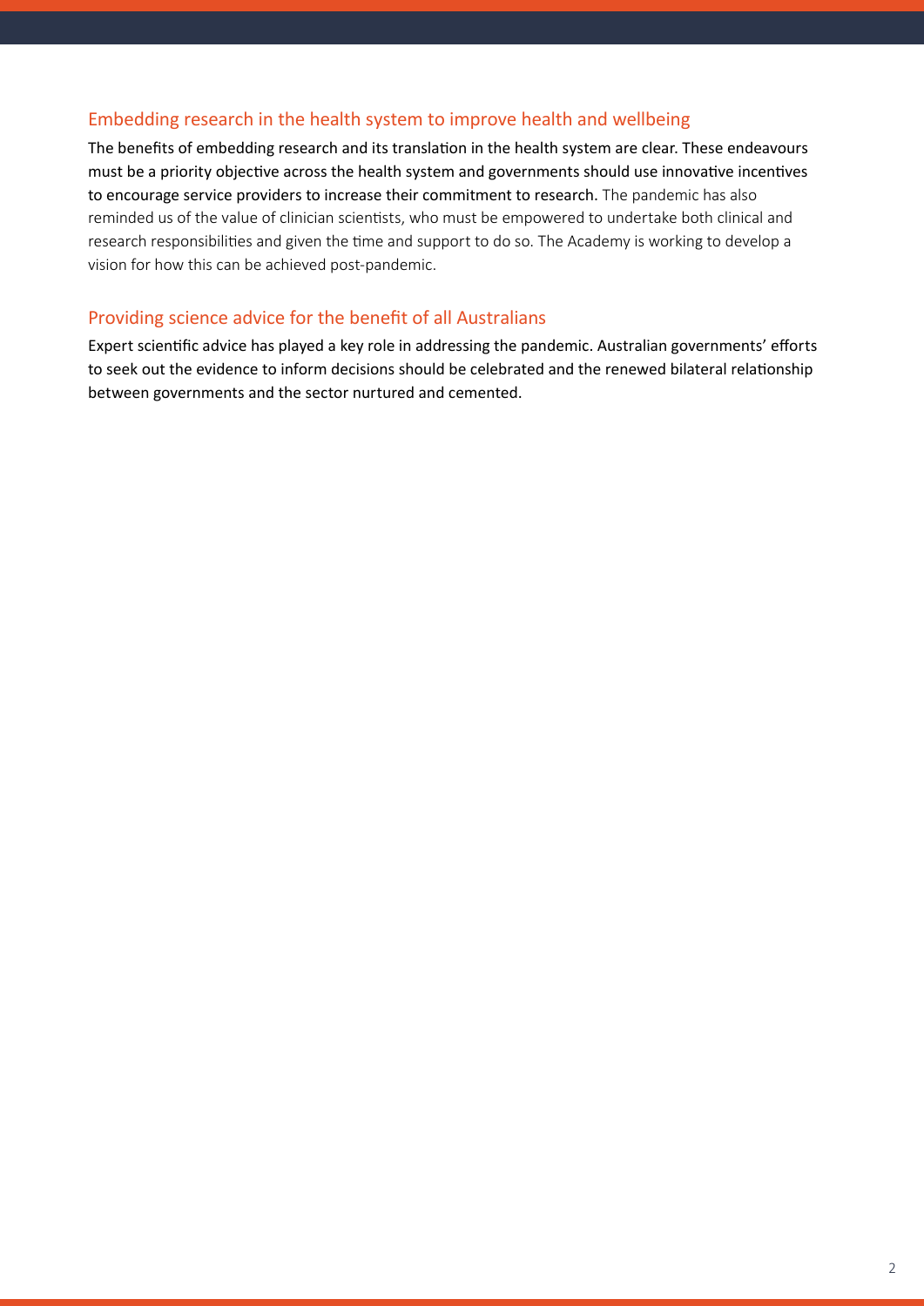## Embedding research in the health system to improve health and wellbeing

**The benefits of embedding research and its translation in the health system are clear. These endeavours must be a priority objective across the health system and governments should use innovative incentives to encourage service providers to increase their commitment to research.** The pandemic has also reminded us of the value of clinician scientists, who must be empowered to undertake both clinical and research responsibilities and given the time and support to do so. The Academy is working to develop a vision for how this can be achieved post-pandemic.

## Providing science advice for the benefit of all Australians

**Expert scientific advice has played a key role in addressing the pandemic. Australian governments' efforts to seek out the evidence to inform decisions should be celebrated and the renewed bilateral relationship between governments and the sector nurtured and cemented.**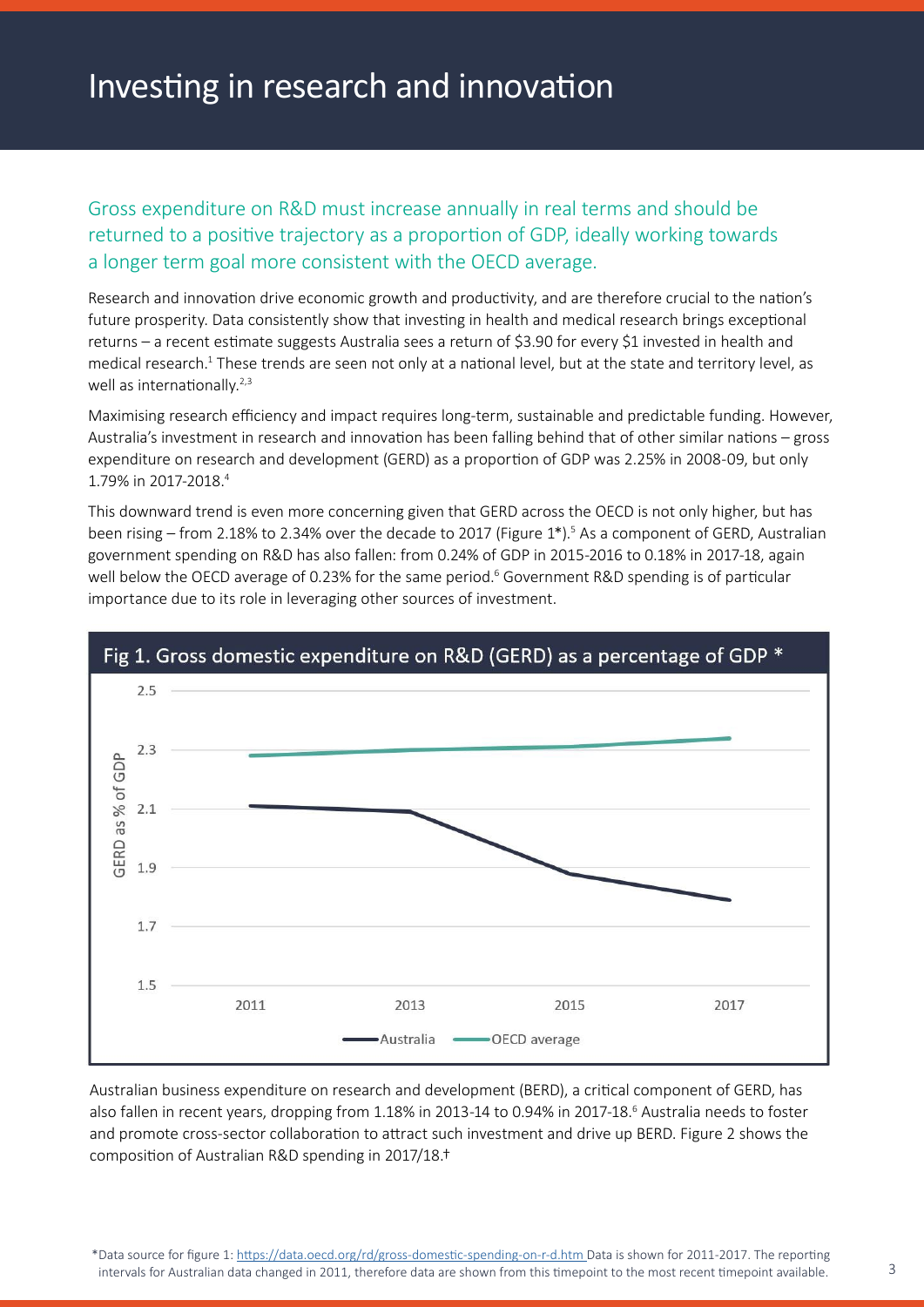# Investing in research and innovation

## Gross expenditure on R&D must increase annually in real terms and should be returned to a positive trajectory as a proportion of GDP, ideally working towards a longer term goal more consistent with the OECD average.

Research and innovation drive economic growth and productivity, and are therefore crucial to the nation's future prosperity. Data consistently show that investing in health and medical research brings exceptional returns – a recent estimate suggests Australia sees a return of $3.90 for every $1 invested in health and medical research.[1] These trends are seen not only at a national level, but at the state and territory level, as well as internationally.[2,3]

Maximising research efficiency and impact requires long-term, sustainable and predictable funding. However, Australia's investment in research and innovation has been falling behind that of other similar nations – gross expenditure on research and development (GERD) as a proportion of GDP was 2.25% in 2008-09, but only 1.79% in 2017-2018.[4]

This downward trend is even more concerning given that GERD across the OECD is not only higher, but has been rising – from 2.18% to 2.34% over the decade to 2017 (Figure 1*).[5] As a component of GERD, Australian government spending on R&D has also fallen: from 0.24% of GDP in 2015-2016 to 0.18% in 2017-18, again well below the OECD average of 0.23% for the same period.[6] Government R&D spending is of particular importance due to its role in leveraging other sources of investment.

Fig 1. Gross domestic expenditure on R&D (GERD) as a percentage of GDP *

Australian business expenditure on research and development (BERD), a critical component of GERD, has also fallen in recent years, dropping from 1.18% in 2013-14 to 0.94% in 2017-18.[6] Australia needs to foster and promote cross-sector collaboration to attract such investment and drive up BERD. Figure 2 shows the composition of Australian R&D spending in 2017/18.†

*Data source for figure 1: https://data.oecd.org/rd/gross-domestic-spending-on-r-d.htm Data is shown for 2011-2017. The reporting intervals for Australian data changed in 2011, therefore data are shown from this timepoint to the most recent timepoint available.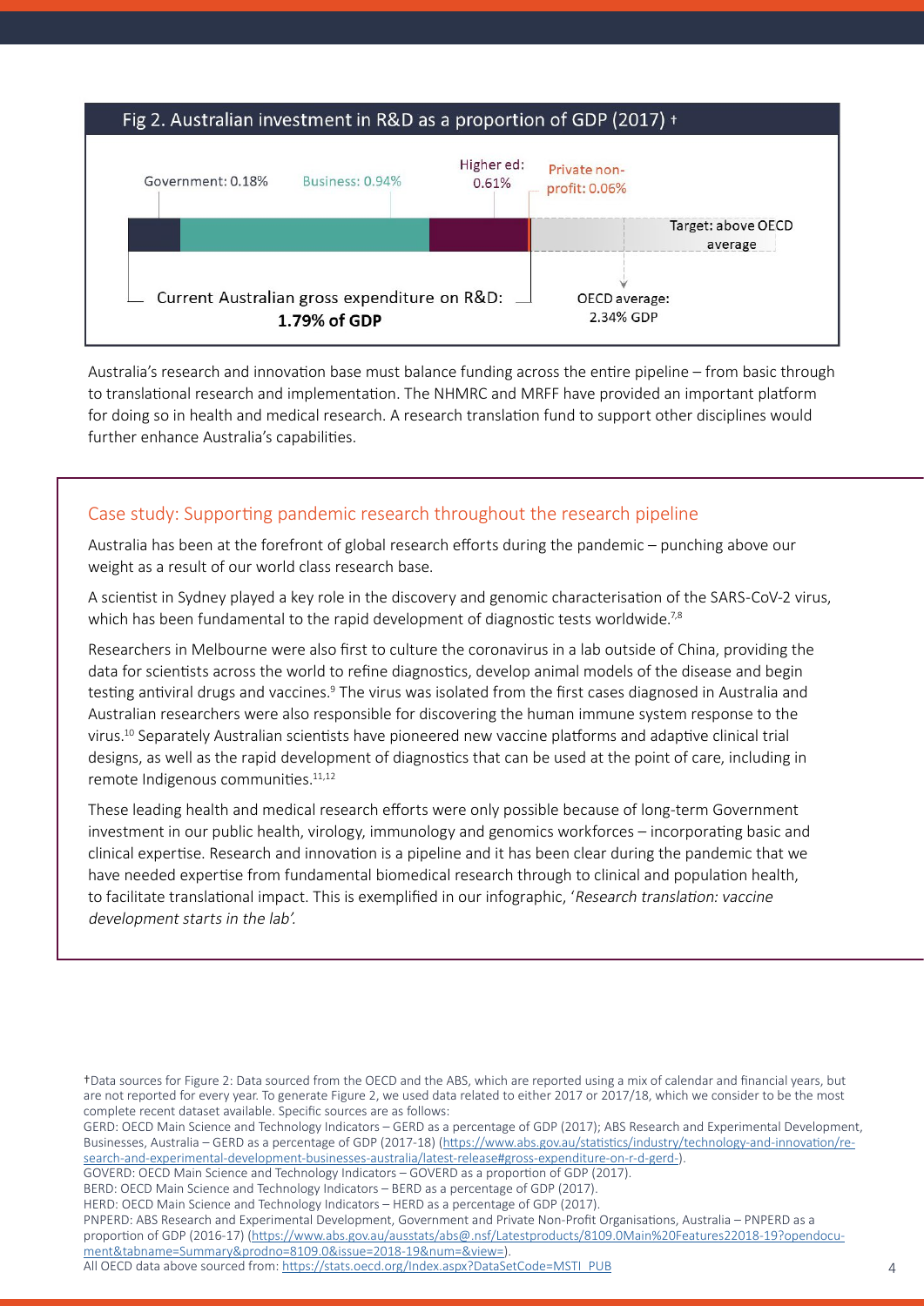Fig 2. Australian investment in R&D as a proportion of GDP (2017) †

Government: 0.18% | Business: 0.94% | Higher ed: 0.61% | Private non-profit: 0.06%

Target: above OECD average

Current Australian gross expenditure on R&D: **1.79% of GDP**

OECD average: 2.34% GDP

Australia's research and innovation base must balance funding across the entire pipeline – from basic through to translational research and implementation. The NHMRC and MRFF have provided an important platform for doing so in health and medical research. A research translation fund to support other disciplines would further enhance Australia's capabilities.

### Case study: Supporting pandemic research throughout the research pipeline

Australia has been at the forefront of global research efforts during the pandemic – punching above our weight as a result of our world class research base.

A scientist in Sydney played a key role in the discovery and genomic characterisation of the SARS-CoV-2 virus, which has been fundamental to the rapid development of diagnostic tests worldwide.[7,8]

Researchers in Melbourne were also first to culture the coronavirus in a lab outside of China, providing the data for scientists across the world to refine diagnostics, develop animal models of the disease and begin testing antiviral drugs and vaccines.[9] The virus was isolated from the first cases diagnosed in Australia and Australian researchers were also responsible for discovering the human immune system response to the virus.[10] Separately Australian scientists have pioneered new vaccine platforms and adaptive clinical trial designs, as well as the rapid development of diagnostics that can be used at the point of care, including in remote Indigenous communities.[11,12]

These leading health and medical research efforts were only possible because of long-term Government investment in our public health, virology, immunology and genomics workforces – incorporating basic and clinical expertise. Research and innovation is a pipeline and it has been clear during the pandemic that we have needed expertise from fundamental biomedical research through to clinical and population health, to facilitate translational impact. This is exemplified in our infographic, '*Research translation: vaccine development starts in the lab'.*

†Data sources for Figure 2: Data sourced from the OECD and the ABS, which are reported using a mix of calendar and financial years, but are not reported for every year. To generate Figure 2, we used data related to either 2017 or 2017/18, which we consider to be the most complete recent dataset available. Specific sources are as follows:

GERD: OECD Main Science and Technology Indicators – GERD as a percentage of GDP (2017); ABS Research and Experimental Development, Businesses, Australia – GERD as a percentage of GDP (2017-18) (https://www.abs.gov.au/statistics/industry/technology-and-innovation/research-and-experimental-development-businesses-australia/latest-release#gross-expenditure-on-r-d-gerd-).

GOVERD: OECD Main Science and Technology Indicators – GOVERD as a proportion of GDP (2017).

BERD: OECD Main Science and Technology Indicators – BERD as a percentage of GDP (2017).

HERD: OECD Main Science and Technology Indicators – HERD as a percentage of GDP (2017).

PNPERD: ABS Research and Experimental Development, Government and Private Non-Profit Organisations, Australia – PNPERD as a proportion of GDP (2016-17) (https://www.abs.gov.au/ausstats/abs@.nsf/Latestproducts/8109.0Main%20Features22018-19?opendocument&tabname=Summary&prodno=8109.0&issue=2018-19&num=&view=).

All OECD data above sourced from: https://stats.oecd.org/Index.aspx?DataSetCode=MSTI_PUB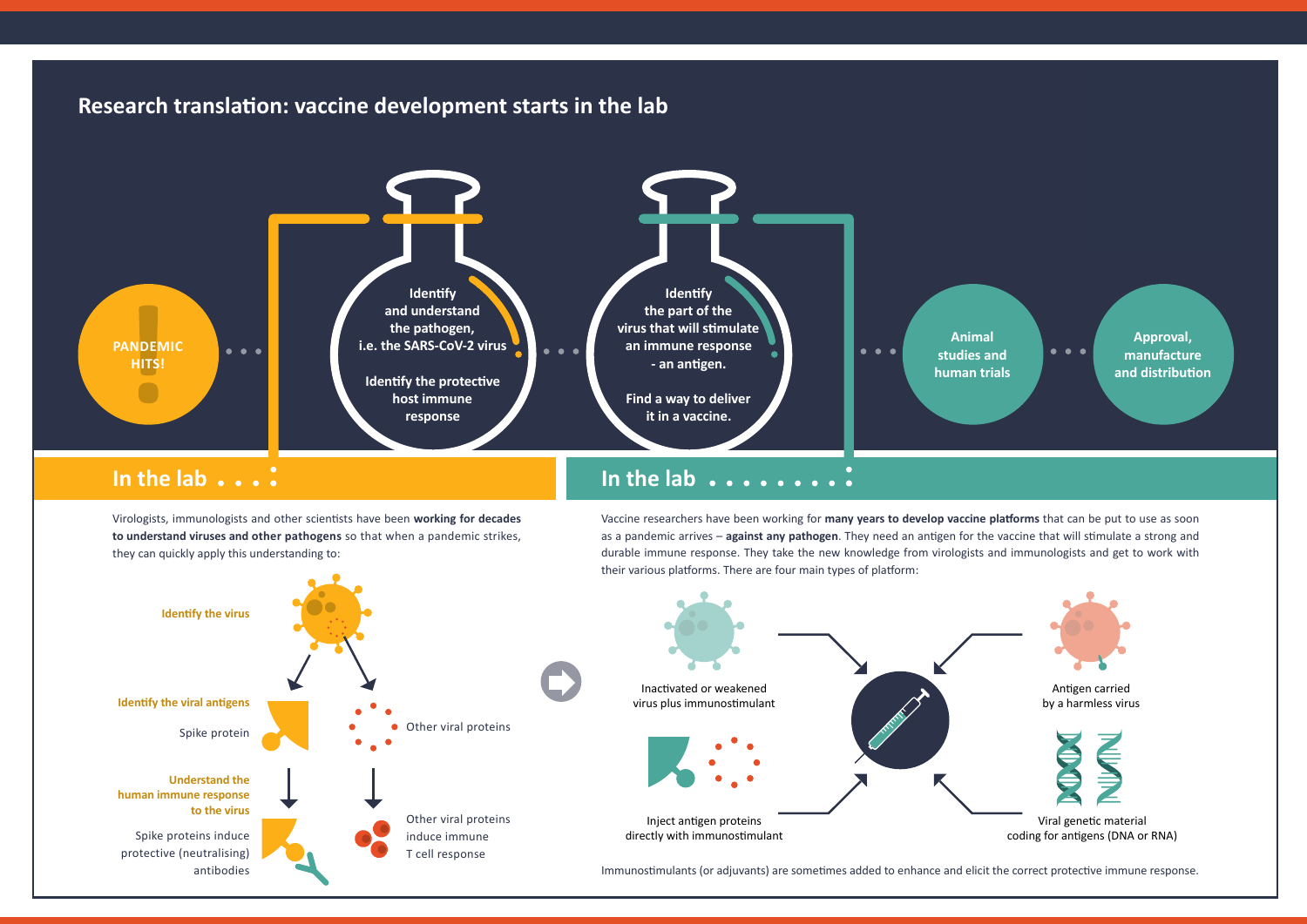# Research translation: vaccine development starts in the lab

**PANDEMIC HITS!**

**Identify and understand the pathogen, i.e. the SARS-CoV-2 virus**

**Identify the protective host immune response**

**Identify the part of the virus that will stimulate an immune response - an antigen.**

**Find a way to deliver it in a vaccine.**

**Animal studies and human trials**

**Approval, manufacture and distribution**

## In the lab

Virologists, immunologists and other scientists have been **working for decades to understand viruses and other pathogens** so that when a pandemic strikes, they can quickly apply this understanding to:

**Identify the virus**

**Identify the viral antigens**

Spike protein

Other viral proteins

**Understand the human immune response to the virus**

Spike proteins induce protective (neutralising) antibodies

Other viral proteins induce immune T cell response

## In the lab

Vaccine researchers have been working for **many years to develop vaccine platforms** that can be put to use as soon as a pandemic arrives – **against any pathogen**. They need an antigen for the vaccine that will stimulate a strong and durable immune response. They take the new knowledge from virologists and immunologists and get to work with their various platforms. There are four main types of platform:

Inactivated or weakened virus plus immunostimulant

Antigen carried by a harmless virus

Inject antigen proteins directly with immunostimulant

Viral genetic material coding for antigens (DNA or RNA)

Immunostimulants (or adjuvants) are sometimes added to enhance and elicit the correct protective immune response.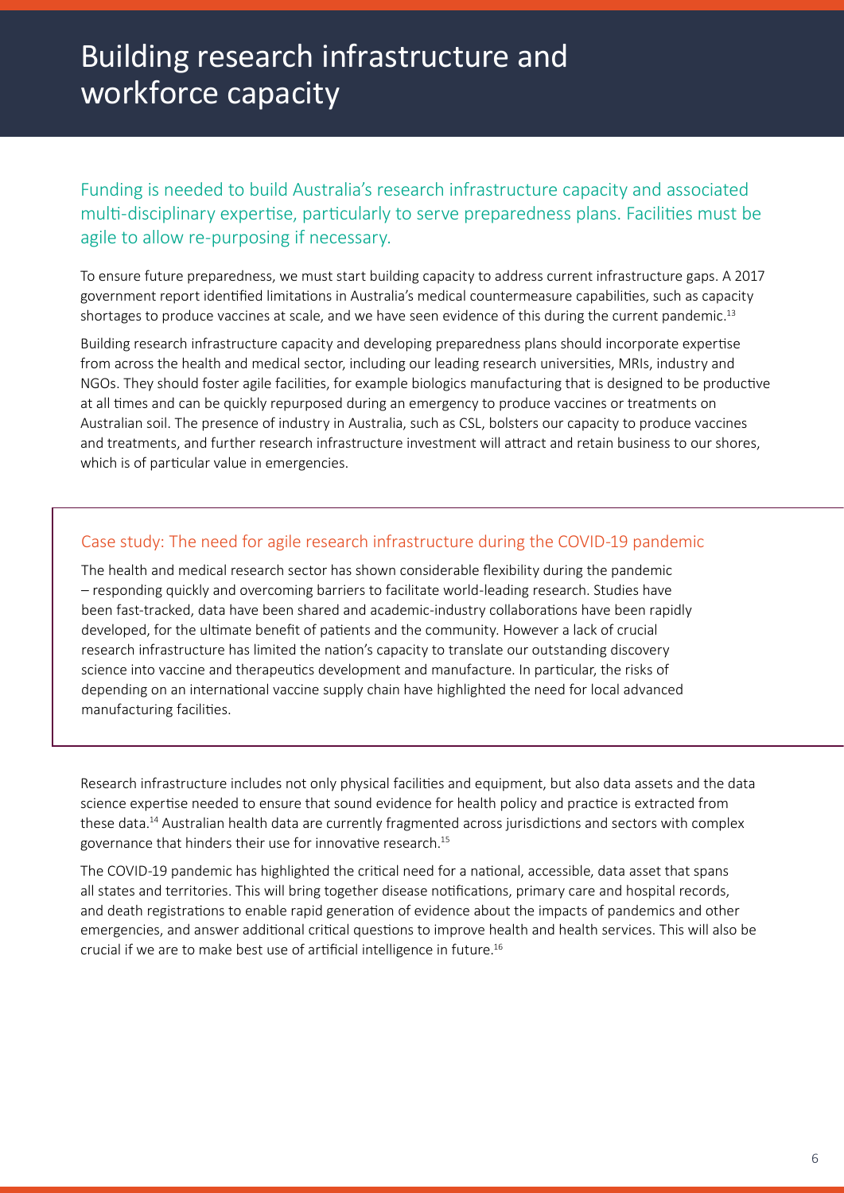# Building research infrastructure and workforce capacity

## Funding is needed to build Australia's research infrastructure capacity and associated multi-disciplinary expertise, particularly to serve preparedness plans. Facilities must be agile to allow re-purposing if necessary.

To ensure future preparedness, we must start building capacity to address current infrastructure gaps. A 2017 government report identified limitations in Australia's medical countermeasure capabilities, such as capacity shortages to produce vaccines at scale, and we have seen evidence of this during the current pandemic.[13]

Building research infrastructure capacity and developing preparedness plans should incorporate expertise from across the health and medical sector, including our leading research universities, MRIs, industry and NGOs. They should foster agile facilities, for example biologics manufacturing that is designed to be productive at all times and can be quickly repurposed during an emergency to produce vaccines or treatments on Australian soil. The presence of industry in Australia, such as CSL, bolsters our capacity to produce vaccines and treatments, and further research infrastructure investment will attract and retain business to our shores, which is of particular value in emergencies.

### Case study: The need for agile research infrastructure during the COVID-19 pandemic

The health and medical research sector has shown considerable flexibility during the pandemic – responding quickly and overcoming barriers to facilitate world-leading research. Studies have been fast-tracked, data have been shared and academic-industry collaborations have been rapidly developed, for the ultimate benefit of patients and the community. However a lack of crucial research infrastructure has limited the nation's capacity to translate our outstanding discovery science into vaccine and therapeutics development and manufacture. In particular, the risks of depending on an international vaccine supply chain have highlighted the need for local advanced manufacturing facilities.

Research infrastructure includes not only physical facilities and equipment, but also data assets and the data science expertise needed to ensure that sound evidence for health policy and practice is extracted from these data.[14] Australian health data are currently fragmented across jurisdictions and sectors with complex governance that hinders their use for innovative research.[15]

The COVID-19 pandemic has highlighted the critical need for a national, accessible, data asset that spans all states and territories. This will bring together disease notifications, primary care and hospital records, and death registrations to enable rapid generation of evidence about the impacts of pandemics and other emergencies, and answer additional critical questions to improve health and health services. This will also be crucial if we are to make best use of artificial intelligence in future.[16]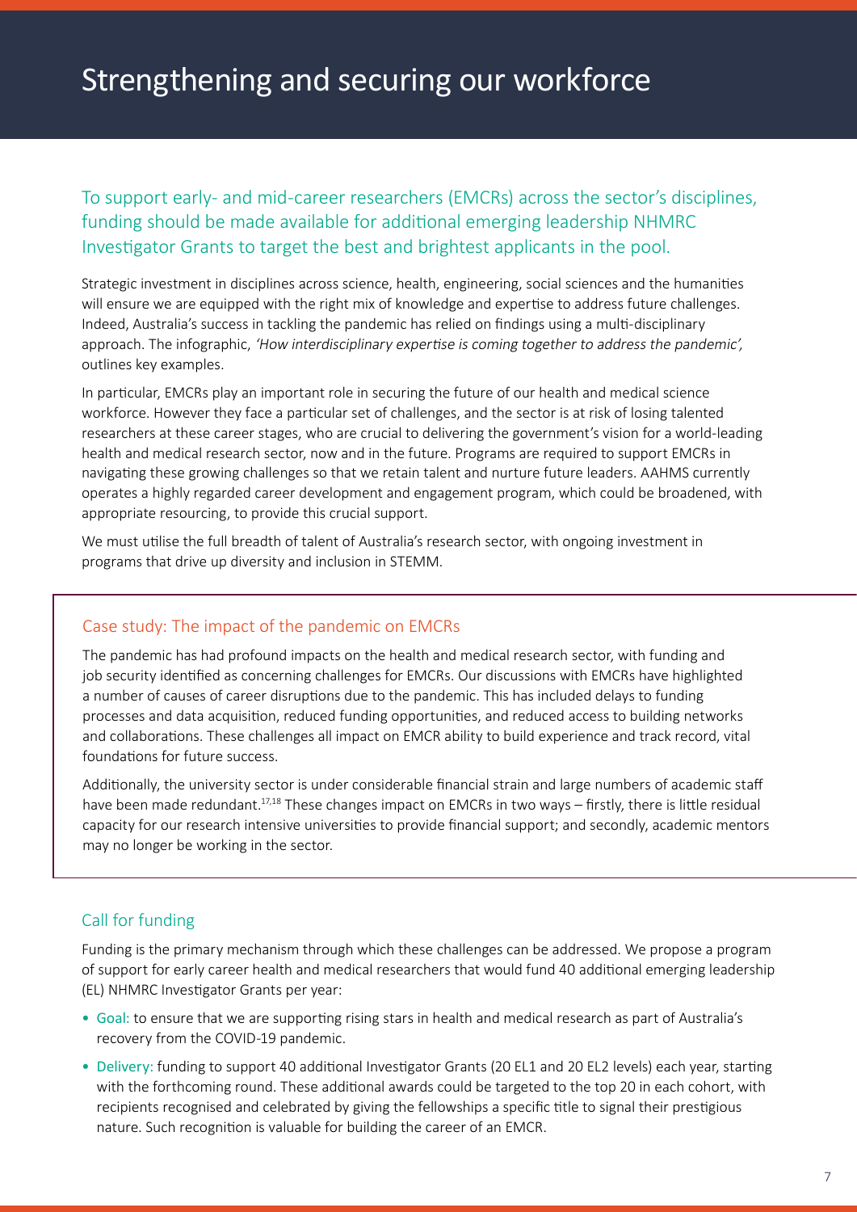# Strengthening and securing our workforce

## To support early- and mid-career researchers (EMCRs) across the sector's disciplines, funding should be made available for additional emerging leadership NHMRC Investigator Grants to target the best and brightest applicants in the pool.

Strategic investment in disciplines across science, health, engineering, social sciences and the humanities will ensure we are equipped with the right mix of knowledge and expertise to address future challenges. Indeed, Australia's success in tackling the pandemic has relied on findings using a multi-disciplinary approach. The infographic, *'How interdisciplinary expertise is coming together to address the pandemic',* outlines key examples.

In particular, EMCRs play an important role in securing the future of our health and medical science workforce. However they face a particular set of challenges, and the sector is at risk of losing talented researchers at these career stages, who are crucial to delivering the government's vision for a world-leading health and medical research sector, now and in the future. Programs are required to support EMCRs in navigating these growing challenges so that we retain talent and nurture future leaders. AAHMS currently operates a highly regarded career development and engagement program, which could be broadened, with appropriate resourcing, to provide this crucial support.

We must utilise the full breadth of talent of Australia's research sector, with ongoing investment in programs that drive up diversity and inclusion in STEMM.

### Case study: The impact of the pandemic on EMCRs

The pandemic has had profound impacts on the health and medical research sector, with funding and job security identified as concerning challenges for EMCRs. Our discussions with EMCRs have highlighted a number of causes of career disruptions due to the pandemic. This has included delays to funding processes and data acquisition, reduced funding opportunities, and reduced access to building networks and collaborations. These challenges all impact on EMCR ability to build experience and track record, vital foundations for future success.

Additionally, the university sector is under considerable financial strain and large numbers of academic staff have been made redundant.[17,18] These changes impact on EMCRs in two ways – firstly, there is little residual capacity for our research intensive universities to provide financial support; and secondly, academic mentors may no longer be working in the sector.

### Call for funding

Funding is the primary mechanism through which these challenges can be addressed. We propose a program of support for early career health and medical researchers that would fund 40 additional emerging leadership (EL) NHMRC Investigator Grants per year:

- Goal: to ensure that we are supporting rising stars in health and medical research as part of Australia's recovery from the COVID-19 pandemic.
- Delivery: funding to support 40 additional Investigator Grants (20 EL1 and 20 EL2 levels) each year, starting with the forthcoming round. These additional awards could be targeted to the top 20 in each cohort, with recipients recognised and celebrated by giving the fellowships a specific title to signal their prestigious nature. Such recognition is valuable for building the career of an EMCR.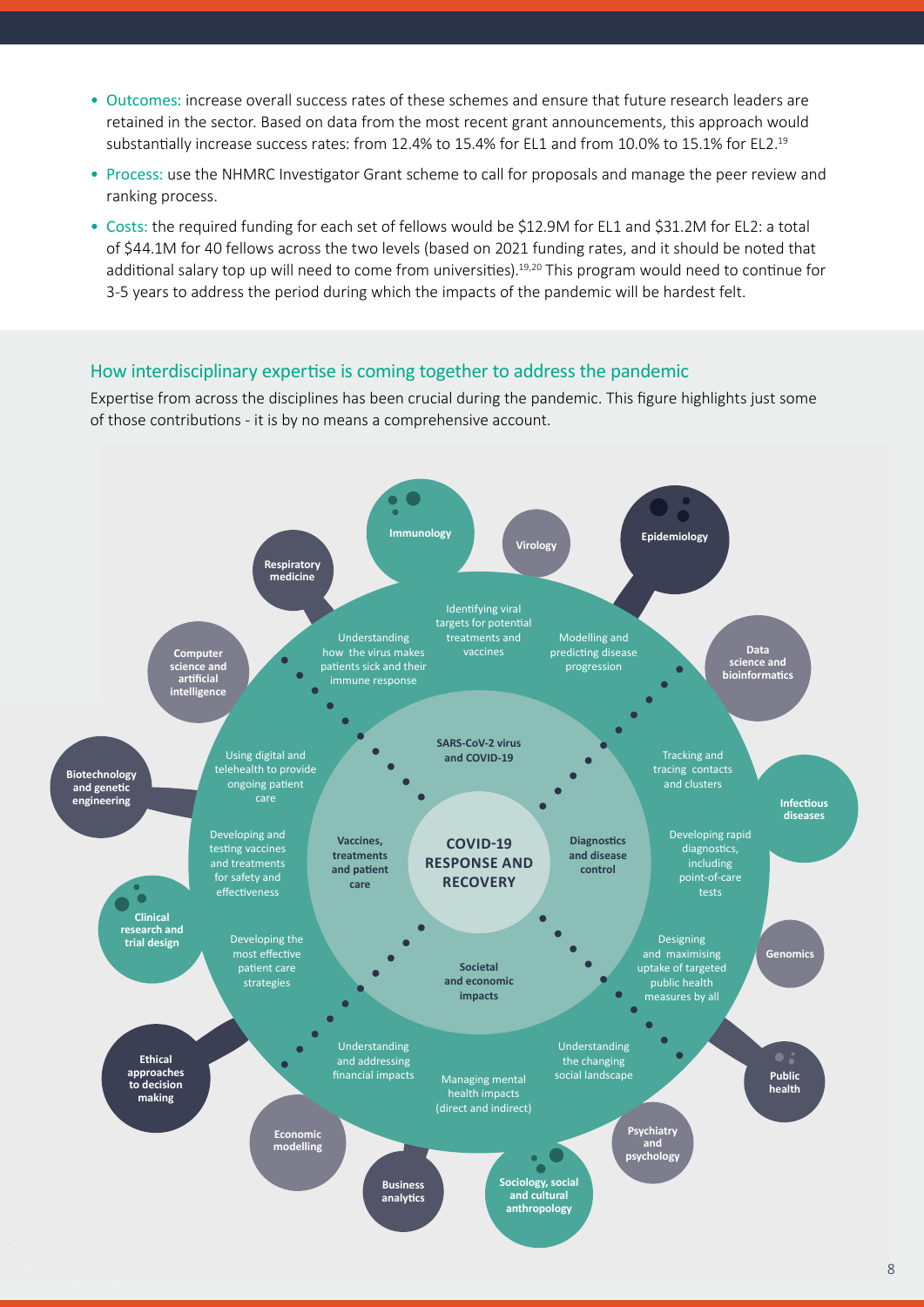- Outcomes: increase overall success rates of these schemes and ensure that future research leaders are retained in the sector. Based on data from the most recent grant announcements, this approach would substantially increase success rates: from 12.4% to 15.4% for EL1 and from 10.0% to 15.1% for EL2.[19]
- Process: use the NHMRC Investigator Grant scheme to call for proposals and manage the peer review and ranking process.
- Costs: the required funding for each set of fellows would be \$12.9M for EL1 and \$31.2M for EL2: a total of \$44.1M for 40 fellows across the two levels (based on 2021 funding rates, and it should be noted that additional salary top up will need to come from universities).[19,20] This program would need to continue for 3-5 years to address the period during which the impacts of the pandemic will be hardest felt.

## How interdisciplinary expertise is coming together to address the pandemic

Expertise from across the disciplines has been crucial during the pandemic. This figure highlights just some of those contributions - it is by no means a comprehensive account.

**COVID-19 RESPONSE AND RECOVERY**

**SARS-CoV-2 virus and COVID-19**
- Understanding how the virus makes patients sick and their immune response
- Identifying viral targets for potential treatments and vaccines
- Modelling and predicting disease progression

**Diagnostics and disease control**
- Tracking and tracing contacts and clusters
- Developing rapid diagnostics, including point-of-care tests
- Designing and maximising uptake of targeted public health measures by all

**Societal and economic impacts**
- Understanding the changing social landscape
- Managing mental health impacts (direct and indirect)
- Understanding and addressing financial impacts

**Vaccines, treatments and patient care**
- Developing the most effective patient care strategies
- Developing and testing vaccines and treatments for safety and effectiveness
- Using digital and telehealth to provide ongoing patient care

Disciplines: Immunology; Virology; Epidemiology; Data science and bioinformatics; Infectious diseases; Genomics; Public health; Psychiatry and psychology; Sociology, social and cultural anthropology; Business analytics; Economic modelling; Ethical approaches to decision making; Clinical research and trial design; Biotechnology and genetic engineering; Computer science and artificial intelligence; Respiratory medicine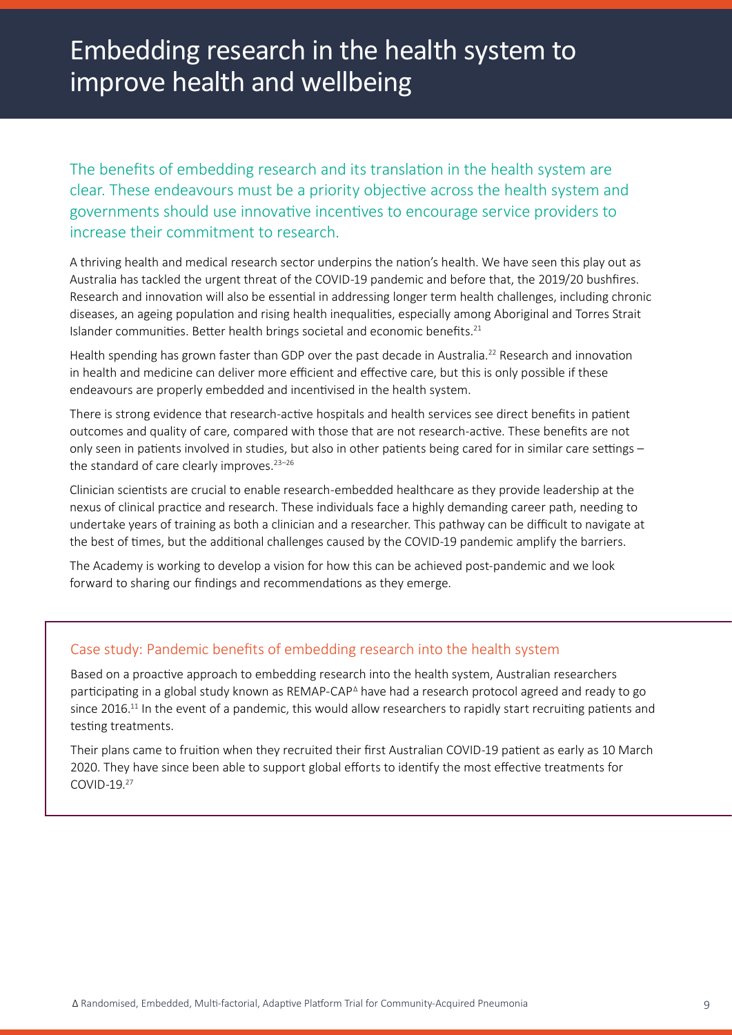# Embedding research in the health system to improve health and wellbeing

The benefits of embedding research and its translation in the health system are clear. These endeavours must be a priority objective across the health system and governments should use innovative incentives to encourage service providers to increase their commitment to research.

A thriving health and medical research sector underpins the nation's health. We have seen this play out as Australia has tackled the urgent threat of the COVID-19 pandemic and before that, the 2019/20 bushfires. Research and innovation will also be essential in addressing longer term health challenges, including chronic diseases, an ageing population and rising health inequalities, especially among Aboriginal and Torres Strait Islander communities. Better health brings societal and economic benefits.[21]

Health spending has grown faster than GDP over the past decade in Australia.[22] Research and innovation in health and medicine can deliver more efficient and effective care, but this is only possible if these endeavours are properly embedded and incentivised in the health system.

There is strong evidence that research-active hospitals and health services see direct benefits in patient outcomes and quality of care, compared with those that are not research-active. These benefits are not only seen in patients involved in studies, but also in other patients being cared for in similar care settings – the standard of care clearly improves.[23–26]

Clinician scientists are crucial to enable research-embedded healthcare as they provide leadership at the nexus of clinical practice and research. These individuals face a highly demanding career path, needing to undertake years of training as both a clinician and a researcher. This pathway can be difficult to navigate at the best of times, but the additional challenges caused by the COVID-19 pandemic amplify the barriers.

The Academy is working to develop a vision for how this can be achieved post-pandemic and we look forward to sharing our findings and recommendations as they emerge.

## Case study: Pandemic benefits of embedding research into the health system

Based on a proactive approach to embedding research into the health system, Australian researchers participating in a global study known as REMAP-CAP[Δ] have had a research protocol agreed and ready to go since 2016.[11] In the event of a pandemic, this would allow researchers to rapidly start recruiting patients and testing treatments.

Their plans came to fruition when they recruited their first Australian COVID-19 patient as early as 10 March 2020. They have since been able to support global efforts to identify the most effective treatments for COVID-19.[27]

Δ Randomised, Embedded, Multi-factorial, Adaptive Platform Trial for Community-Acquired Pneumonia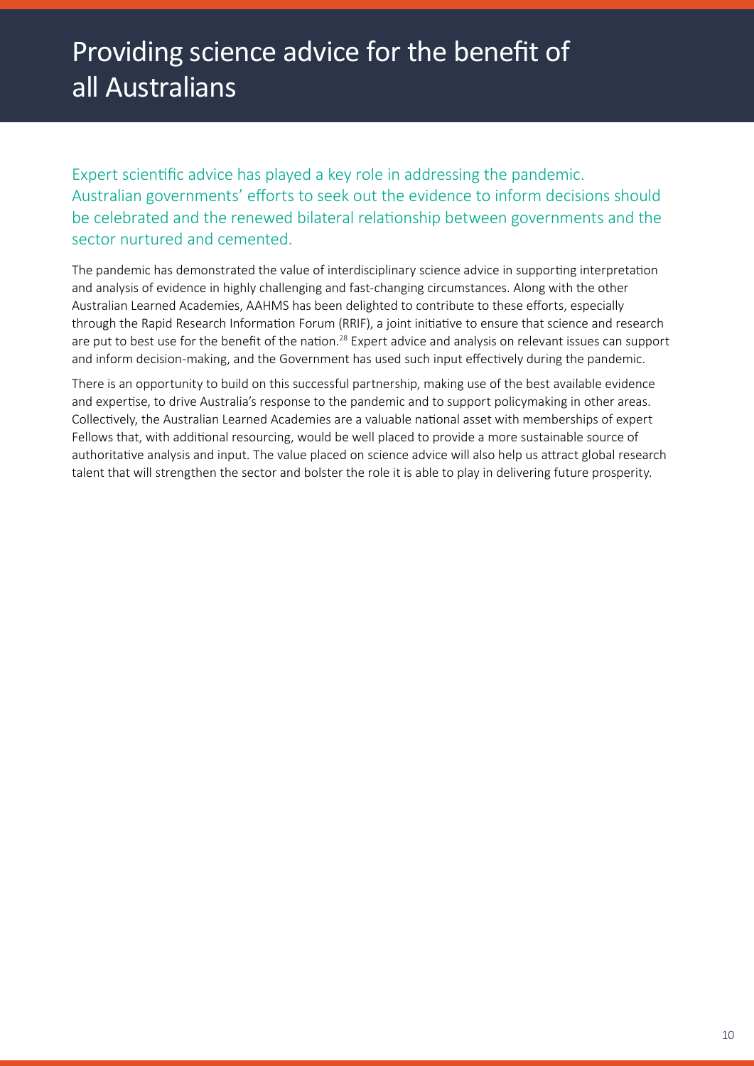# Providing science advice for the benefit of all Australians

Expert scientific advice has played a key role in addressing the pandemic. Australian governments' efforts to seek out the evidence to inform decisions should be celebrated and the renewed bilateral relationship between governments and the sector nurtured and cemented.

The pandemic has demonstrated the value of interdisciplinary science advice in supporting interpretation and analysis of evidence in highly challenging and fast-changing circumstances. Along with the other Australian Learned Academies, AAHMS has been delighted to contribute to these efforts, especially through the Rapid Research Information Forum (RRIF), a joint initiative to ensure that science and research are put to best use for the benefit of the nation.[28] Expert advice and analysis on relevant issues can support and inform decision-making, and the Government has used such input effectively during the pandemic.

There is an opportunity to build on this successful partnership, making use of the best available evidence and expertise, to drive Australia's response to the pandemic and to support policymaking in other areas. Collectively, the Australian Learned Academies are a valuable national asset with memberships of expert Fellows that, with additional resourcing, would be well placed to provide a more sustainable source of authoritative analysis and input. The value placed on science advice will also help us attract global research talent that will strengthen the sector and bolster the role it is able to play in delivering future prosperity.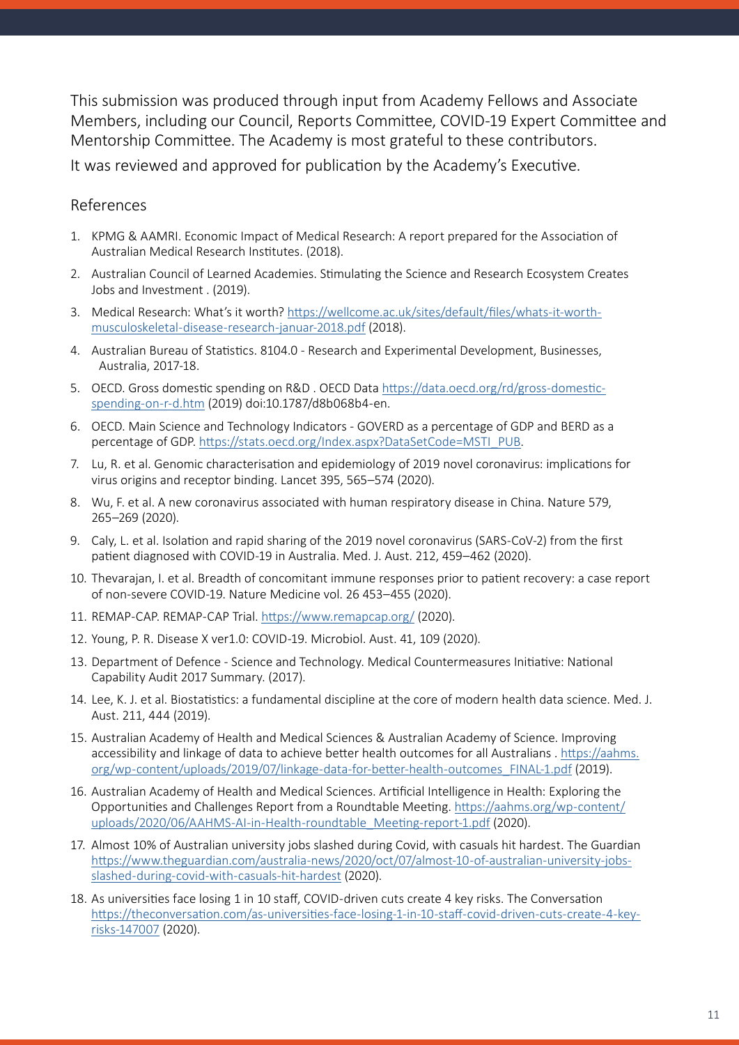This submission was produced through input from Academy Fellows and Associate Members, including our Council, Reports Committee, COVID-19 Expert Committee and Mentorship Committee. The Academy is most grateful to these contributors.

It was reviewed and approved for publication by the Academy's Executive.

## References

1. KPMG & AAMRI. Economic Impact of Medical Research: A report prepared for the Association of Australian Medical Research Institutes. (2018).
2. Australian Council of Learned Academies. Stimulating the Science and Research Ecosystem Creates Jobs and Investment . (2019).
3. Medical Research: What's it worth? https://wellcome.ac.uk/sites/default/files/whats-it-worth-musculoskeletal-disease-research-januar-2018.pdf (2018).
4. Australian Bureau of Statistics. 8104.0 - Research and Experimental Development, Businesses, Australia, 2017-18.
5. OECD. Gross domestic spending on R&D . OECD Data https://data.oecd.org/rd/gross-domestic-spending-on-r-d.htm (2019) doi:10.1787/d8b068b4-en.
6. OECD. Main Science and Technology Indicators - GOVERD as a percentage of GDP and BERD as a percentage of GDP. https://stats.oecd.org/Index.aspx?DataSetCode=MSTI_PUB.
7. Lu, R. et al. Genomic characterisation and epidemiology of 2019 novel coronavirus: implications for virus origins and receptor binding. Lancet 395, 565–574 (2020).
8. Wu, F. et al. A new coronavirus associated with human respiratory disease in China. Nature 579, 265–269 (2020).
9. Caly, L. et al. Isolation and rapid sharing of the 2019 novel coronavirus (SARS-CoV-2) from the first patient diagnosed with COVID-19 in Australia. Med. J. Aust. 212, 459–462 (2020).
10. Thevarajan, I. et al. Breadth of concomitant immune responses prior to patient recovery: a case report of non-severe COVID-19. Nature Medicine vol. 26 453–455 (2020).
11. REMAP-CAP. REMAP-CAP Trial. https://www.remapcap.org/ (2020).
12. Young, P. R. Disease X ver1.0: COVID-19. Microbiol. Aust. 41, 109 (2020).
13. Department of Defence - Science and Technology. Medical Countermeasures Initiative: National Capability Audit 2017 Summary. (2017).
14. Lee, K. J. et al. Biostatistics: a fundamental discipline at the core of modern health data science. Med. J. Aust. 211, 444 (2019).
15. Australian Academy of Health and Medical Sciences & Australian Academy of Science. Improving accessibility and linkage of data to achieve better health outcomes for all Australians . https://aahms.org/wp-content/uploads/2019/07/linkage-data-for-better-health-outcomes_FINAL-1.pdf (2019).
16. Australian Academy of Health and Medical Sciences. Artificial Intelligence in Health: Exploring the Opportunities and Challenges Report from a Roundtable Meeting. https://aahms.org/wp-content/uploads/2020/06/AAHMS-AI-in-Health-roundtable_Meeting-report-1.pdf (2020).
17. Almost 10% of Australian university jobs slashed during Covid, with casuals hit hardest. The Guardian https://www.theguardian.com/australia-news/2020/oct/07/almost-10-of-australian-university-jobs-slashed-during-covid-with-casuals-hit-hardest (2020).
18. As universities face losing 1 in 10 staff, COVID-driven cuts create 4 key risks. The Conversation https://theconversation.com/as-universities-face-losing-1-in-10-staff-covid-driven-cuts-create-4-key-risks-147007 (2020).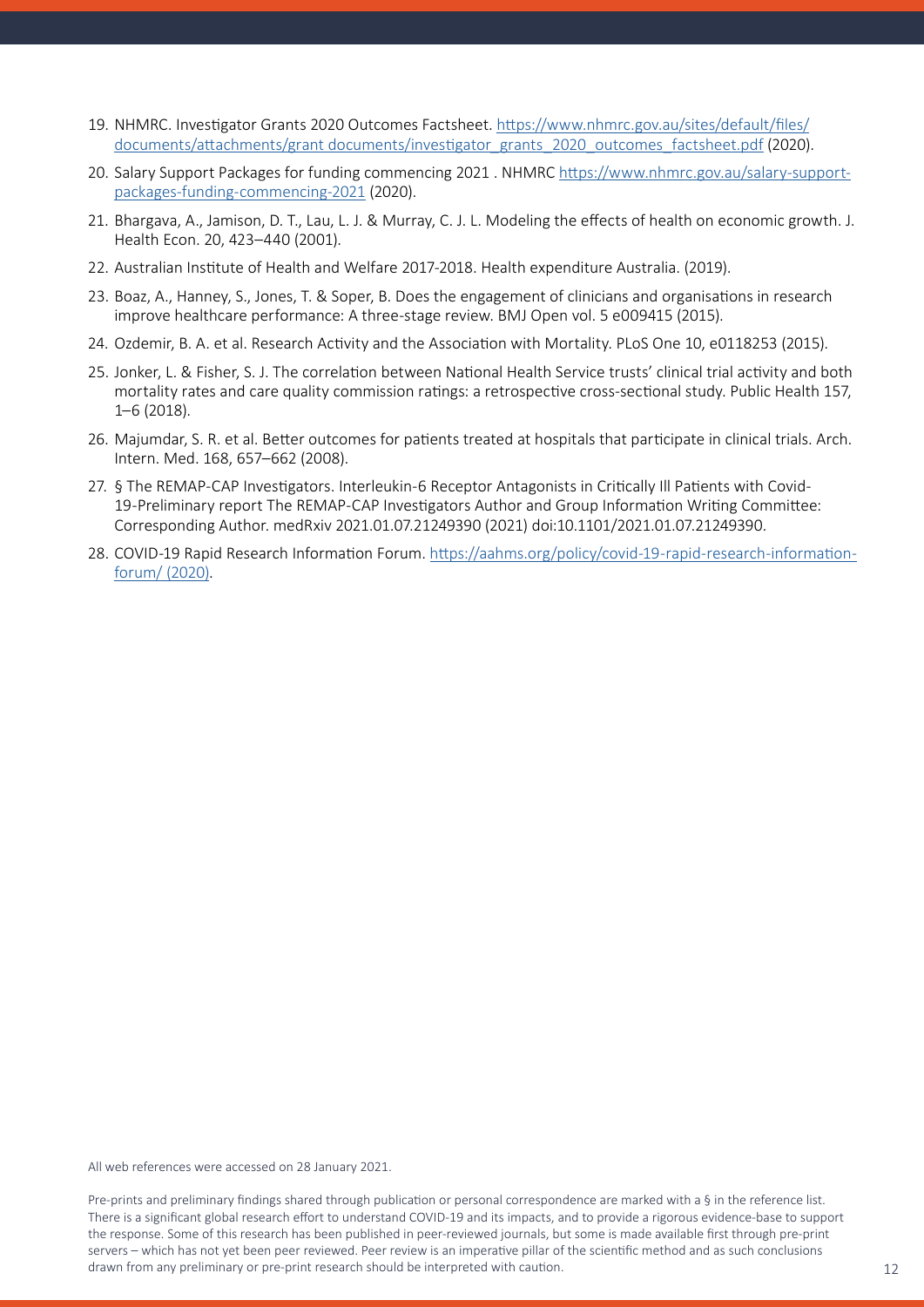19. NHMRC. Investigator Grants 2020 Outcomes Factsheet. [https://www.nhmrc.gov.au/sites/default/files/documents/attachments/grant documents/investigator_grants_2020_outcomes_factsheet.pdf](https://www.nhmrc.gov.au/sites/default/files/documents/attachments/grant%20documents/investigator_grants_2020_outcomes_factsheet.pdf) (2020).
20. Salary Support Packages for funding commencing 2021 . NHMRC [https://www.nhmrc.gov.au/salary-support-packages-funding-commencing-2021](https://www.nhmrc.gov.au/salary-support-packages-funding-commencing-2021) (2020).
21. Bhargava, A., Jamison, D. T., Lau, L. J. & Murray, C. J. L. Modeling the effects of health on economic growth. J. Health Econ. 20, 423–440 (2001).
22. Australian Institute of Health and Welfare 2017-2018. Health expenditure Australia. (2019).
23. Boaz, A., Hanney, S., Jones, T. & Soper, B. Does the engagement of clinicians and organisations in research improve healthcare performance: A three-stage review. BMJ Open vol. 5 e009415 (2015).
24. Ozdemir, B. A. et al. Research Activity and the Association with Mortality. PLoS One 10, e0118253 (2015).
25. Jonker, L. & Fisher, S. J. The correlation between National Health Service trusts' clinical trial activity and both mortality rates and care quality commission ratings: a retrospective cross-sectional study. Public Health 157, 1–6 (2018).
26. Majumdar, S. R. et al. Better outcomes for patients treated at hospitals that participate in clinical trials. Arch. Intern. Med. 168, 657–662 (2008).
27. § The REMAP-CAP Investigators. Interleukin-6 Receptor Antagonists in Critically Ill Patients with Covid-19-Preliminary report The REMAP-CAP Investigators Author and Group Information Writing Committee: Corresponding Author. medRxiv 2021.01.07.21249390 (2021) doi:10.1101/2021.01.07.21249390.
28. COVID-19 Rapid Research Information Forum. [https://aahms.org/policy/covid-19-rapid-research-information-forum/ (2020)](https://aahms.org/policy/covid-19-rapid-research-information-forum/).

All web references were accessed on 28 January 2021.

Pre-prints and preliminary findings shared through publication or personal correspondence are marked with a § in the reference list. There is a significant global research effort to understand COVID-19 and its impacts, and to provide a rigorous evidence-base to support the response. Some of this research has been published in peer-reviewed journals, but some is made available first through pre-print servers – which has not yet been peer reviewed. Peer review is an imperative pillar of the scientific method and as such conclusions drawn from any preliminary or pre-print research should be interpreted with caution.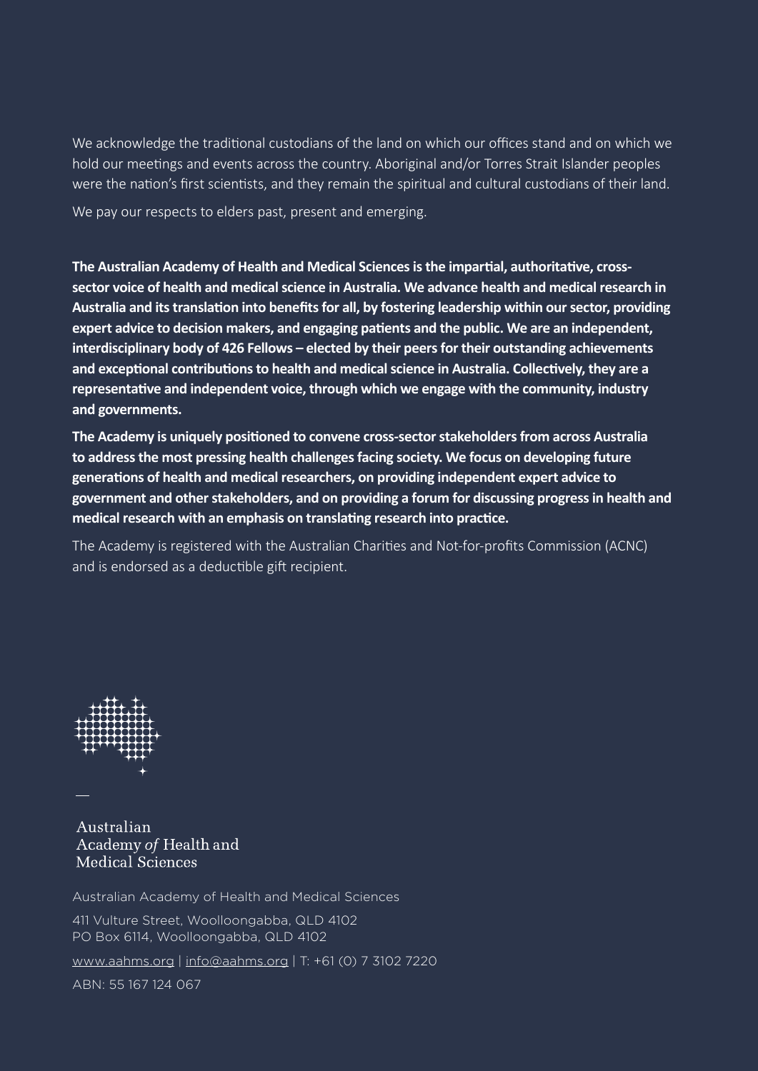We acknowledge the traditional custodians of the land on which our offices stand and on which we hold our meetings and events across the country. Aboriginal and/or Torres Strait Islander peoples were the nation's first scientists, and they remain the spiritual and cultural custodians of their land.

We pay our respects to elders past, present and emerging.

**The Australian Academy of Health and Medical Sciences is the impartial, authoritative, cross-sector voice of health and medical science in Australia. We advance health and medical research in Australia and its translation into benefits for all, by fostering leadership within our sector, providing expert advice to decision makers, and engaging patients and the public. We are an independent, interdisciplinary body of 426 Fellows – elected by their peers for their outstanding achievements and exceptional contributions to health and medical science in Australia. Collectively, they are a representative and independent voice, through which we engage with the community, industry and governments.**

**The Academy is uniquely positioned to convene cross-sector stakeholders from across Australia to address the most pressing health challenges facing society. We focus on developing future generations of health and medical researchers, on providing independent expert advice to government and other stakeholders, and on providing a forum for discussing progress in health and medical research with an emphasis on translating research into practice.**

The Academy is registered with the Australian Charities and Not-for-profits Commission (ACNC) and is endorsed as a deductible gift recipient.

Australian
Academy *of* Health and
Medical Sciences

Australian Academy of Health and Medical Sciences

411 Vulture Street, Woolloongabba, QLD 4102
PO Box 6114, Woolloongabba, QLD 4102

www.aahms.org | info@aahms.org | T: +61 (0) 7 3102 7220

ABN: 55 167 124 067